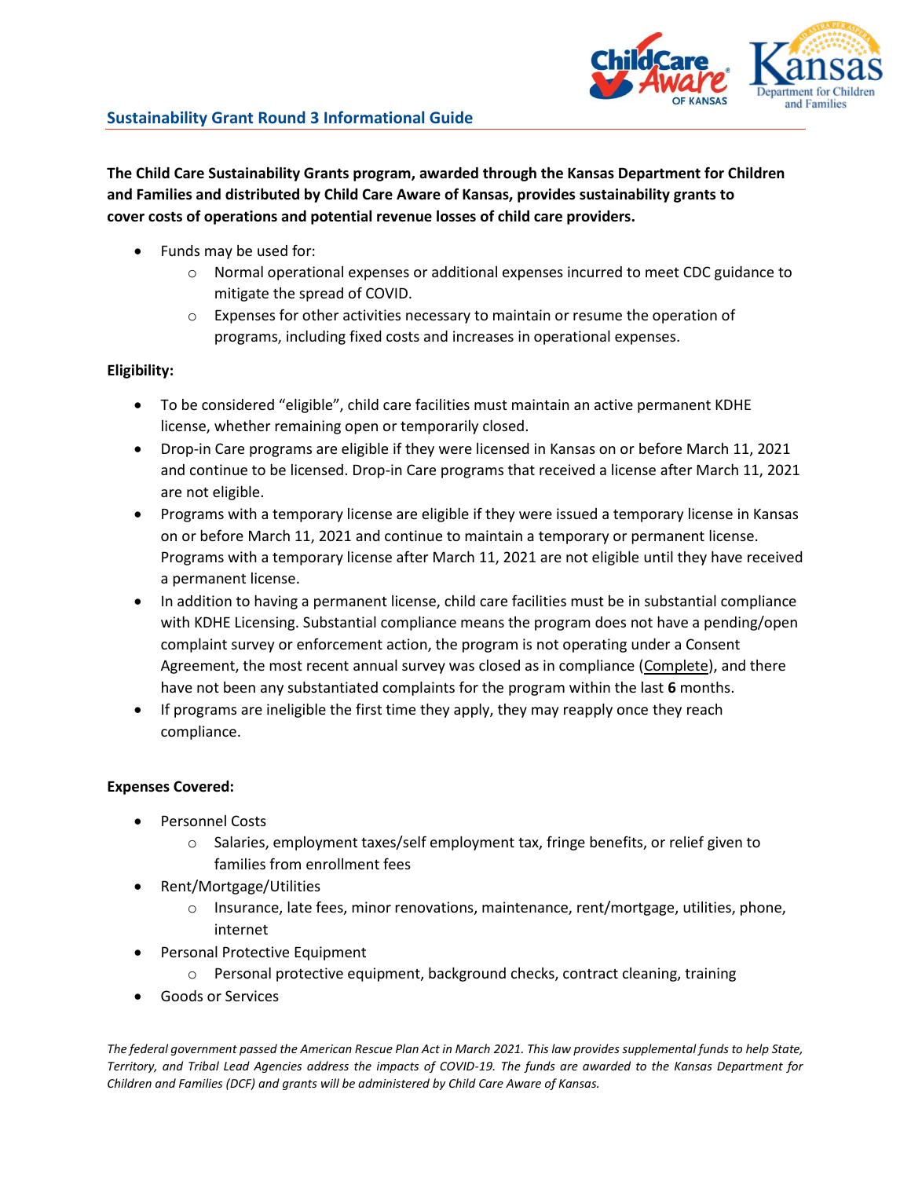## Sustainability Grant Round 3 Informational Guide

**The Child Care Sustainability Grants program, awarded through the Kansas Department for Children and Families and distributed by Child Care Aware of Kansas, provides sustainability grants to cover costs of operations and potential revenue losses of child care providers.**

- Funds may be used for:
  - Normal operational expenses or additional expenses incurred to meet CDC guidance to mitigate the spread of COVID.
  - Expenses for other activities necessary to maintain or resume the operation of programs, including fixed costs and increases in operational expenses.

**Eligibility:**

- To be considered "eligible", child care facilities must maintain an active permanent KDHE license, whether remaining open or temporarily closed.
- Drop-in Care programs are eligible if they were licensed in Kansas on or before March 11, 2021 and continue to be licensed. Drop-in Care programs that received a license after March 11, 2021 are not eligible.
- Programs with a temporary license are eligible if they were issued a temporary license in Kansas on or before March 11, 2021 and continue to maintain a temporary or permanent license. Programs with a temporary license after March 11, 2021 are not eligible until they have received a permanent license.
- In addition to having a permanent license, child care facilities must be in substantial compliance with KDHE Licensing. Substantial compliance means the program does not have a pending/open complaint survey or enforcement action, the program is not operating under a Consent Agreement, the most recent annual survey was closed as in compliance (Complete), and there have not been any substantiated complaints for the program within the last **6** months.
- If programs are ineligible the first time they apply, they may reapply once they reach compliance.

**Expenses Covered:**

- Personnel Costs
  - Salaries, employment taxes/self employment tax, fringe benefits, or relief given to families from enrollment fees
- Rent/Mortgage/Utilities
  - Insurance, late fees, minor renovations, maintenance, rent/mortgage, utilities, phone, internet
- Personal Protective Equipment
  - Personal protective equipment, background checks, contract cleaning, training
- Goods or Services

*The federal government passed the American Rescue Plan Act in March 2021. This law provides supplemental funds to help State, Territory, and Tribal Lead Agencies address the impacts of COVID-19. The funds are awarded to the Kansas Department for Children and Families (DCF) and grants will be administered by Child Care Aware of Kansas.*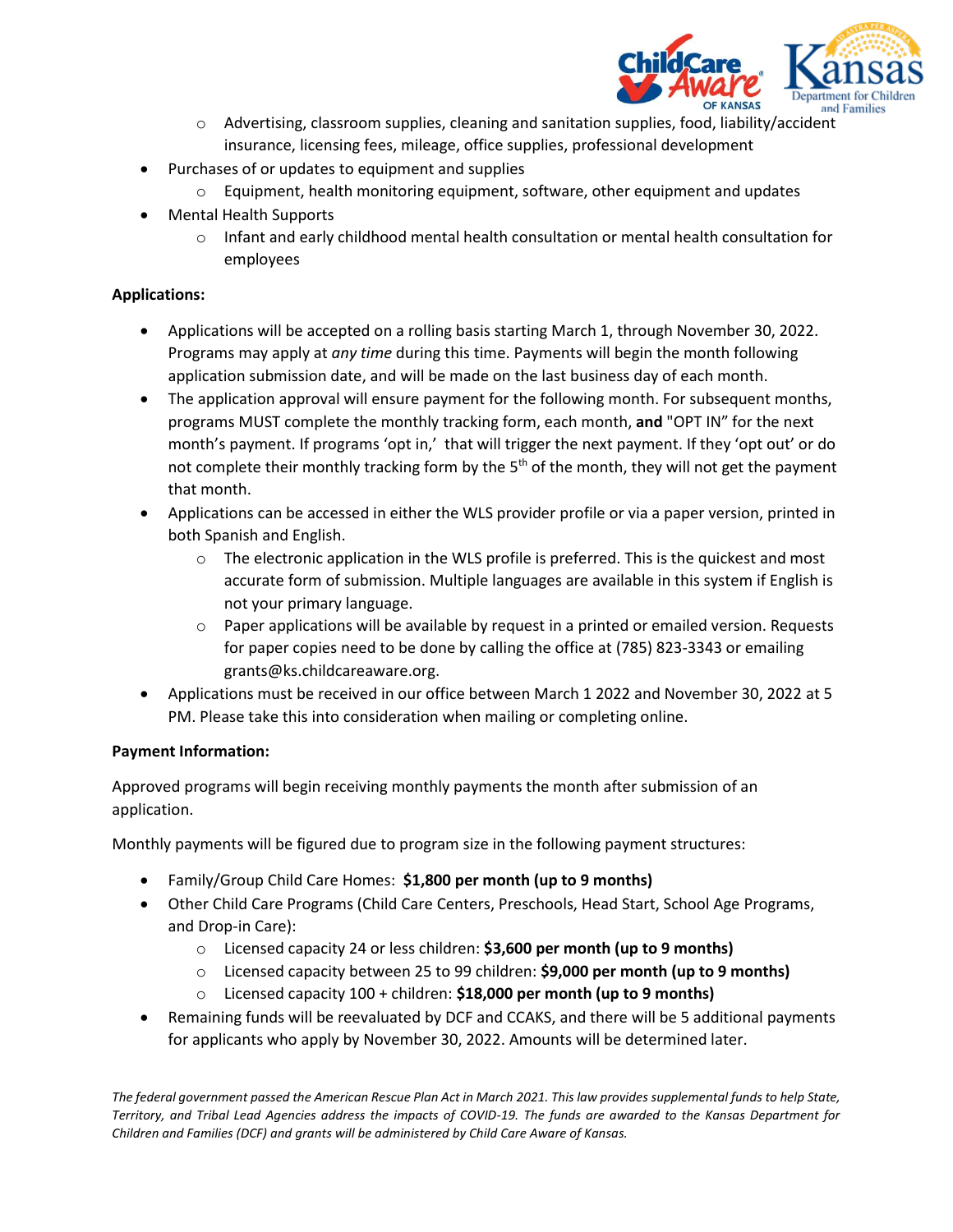- Advertising, classroom supplies, cleaning and sanitation supplies, food, liability/accident insurance, licensing fees, mileage, office supplies, professional development
- Purchases of or updates to equipment and supplies
  - Equipment, health monitoring equipment, software, other equipment and updates
- Mental Health Supports
  - Infant and early childhood mental health consultation or mental health consultation for employees

**Applications:**

- Applications will be accepted on a rolling basis starting March 1, through November 30, 2022. Programs may apply at *any time* during this time. Payments will begin the month following application submission date, and will be made on the last business day of each month.
- The application approval will ensure payment for the following month. For subsequent months, programs MUST complete the monthly tracking form, each month, **and** "OPT IN" for the next month's payment. If programs 'opt in,' that will trigger the next payment. If they 'opt out' or do not complete their monthly tracking form by the 5th of the month, they will not get the payment that month.
- Applications can be accessed in either the WLS provider profile or via a paper version, printed in both Spanish and English.
  - The electronic application in the WLS profile is preferred. This is the quickest and most accurate form of submission. Multiple languages are available in this system if English is not your primary language.
  - Paper applications will be available by request in a printed or emailed version. Requests for paper copies need to be done by calling the office at (785) 823-3343 or emailing grants@ks.childcareaware.org.
- Applications must be received in our office between March 1 2022 and November 30, 2022 at 5 PM. Please take this into consideration when mailing or completing online.

**Payment Information:**

Approved programs will begin receiving monthly payments the month after submission of an application.

Monthly payments will be figured due to program size in the following payment structures:

- Family/Group Child Care Homes: **$1,800 per month (up to 9 months)**
- Other Child Care Programs (Child Care Centers, Preschools, Head Start, School Age Programs, and Drop-in Care):
  - Licensed capacity 24 or less children: **$3,600 per month (up to 9 months)**
  - Licensed capacity between 25 to 99 children: **$9,000 per month (up to 9 months)**
  - Licensed capacity 100 + children: **$18,000 per month (up to 9 months)**
- Remaining funds will be reevaluated by DCF and CCAKS, and there will be 5 additional payments for applicants who apply by November 30, 2022. Amounts will be determined later.

*The federal government passed the American Rescue Plan Act in March 2021. This law provides supplemental funds to help State, Territory, and Tribal Lead Agencies address the impacts of COVID-19. The funds are awarded to the Kansas Department for Children and Families (DCF) and grants will be administered by Child Care Aware of Kansas.*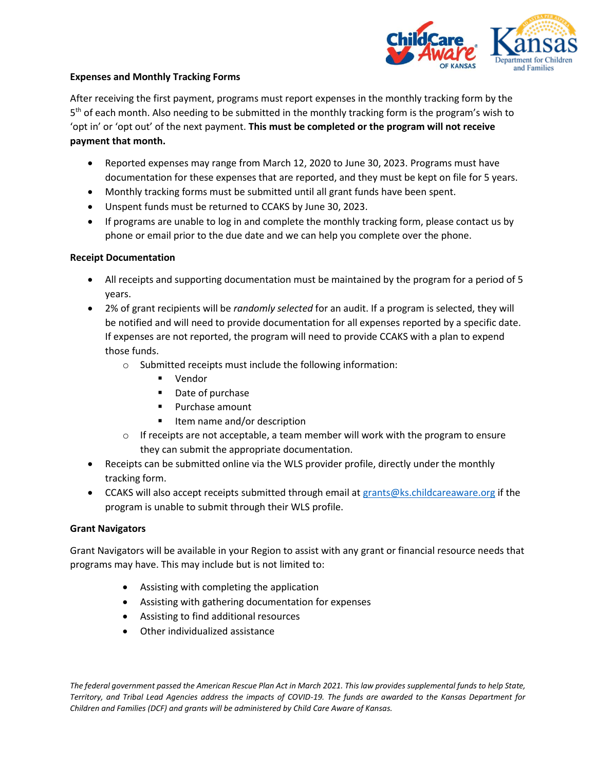**Expenses and Monthly Tracking Forms**

After receiving the first payment, programs must report expenses in the monthly tracking form by the 5th of each month. Also needing to be submitted in the monthly tracking form is the program's wish to 'opt in' or 'opt out' of the next payment. **This must be completed or the program will not receive payment that month.**

- Reported expenses may range from March 12, 2020 to June 30, 2023. Programs must have documentation for these expenses that are reported, and they must be kept on file for 5 years.
- Monthly tracking forms must be submitted until all grant funds have been spent.
- Unspent funds must be returned to CCAKS by June 30, 2023.
- If programs are unable to log in and complete the monthly tracking form, please contact us by phone or email prior to the due date and we can help you complete over the phone.

**Receipt Documentation**

- All receipts and supporting documentation must be maintained by the program for a period of 5 years.
- 2% of grant recipients will be *randomly selected* for an audit. If a program is selected, they will be notified and will need to provide documentation for all expenses reported by a specific date. If expenses are not reported, the program will need to provide CCAKS with a plan to expend those funds.
  - Submitted receipts must include the following information:
    - Vendor
    - Date of purchase
    - Purchase amount
    - Item name and/or description
  - If receipts are not acceptable, a team member will work with the program to ensure they can submit the appropriate documentation.
- Receipts can be submitted online via the WLS provider profile, directly under the monthly tracking form.
- CCAKS will also accept receipts submitted through email at grants@ks.childcareaware.org if the program is unable to submit through their WLS profile.

**Grant Navigators**

Grant Navigators will be available in your Region to assist with any grant or financial resource needs that programs may have. This may include but is not limited to:

- Assisting with completing the application
- Assisting with gathering documentation for expenses
- Assisting to find additional resources
- Other individualized assistance

*The federal government passed the American Rescue Plan Act in March 2021. This law provides supplemental funds to help State, Territory, and Tribal Lead Agencies address the impacts of COVID-19. The funds are awarded to the Kansas Department for Children and Families (DCF) and grants will be administered by Child Care Aware of Kansas.*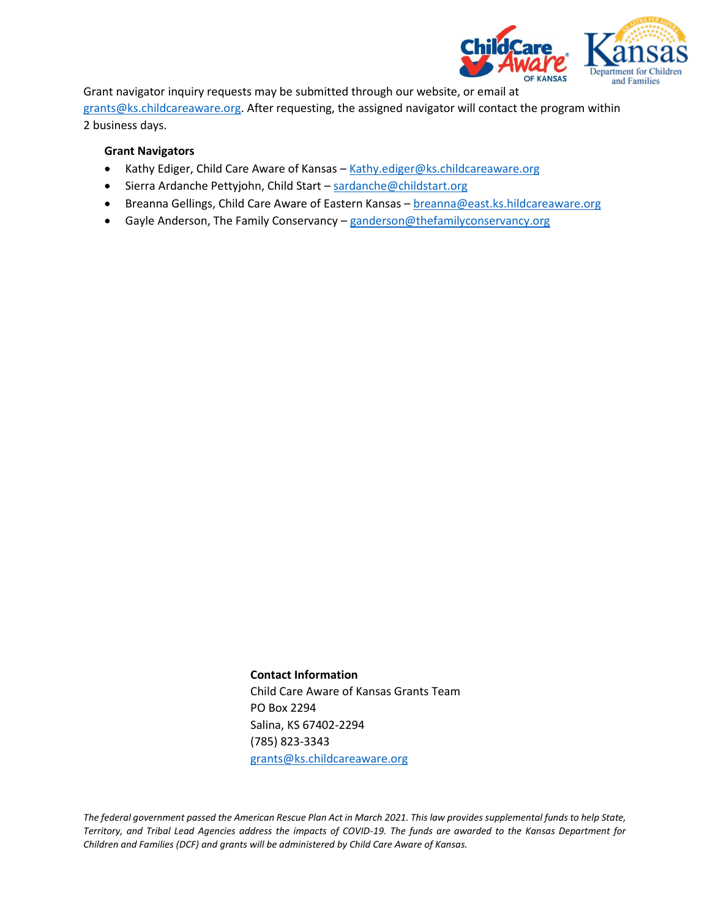Grant navigator inquiry requests may be submitted through our website, or email at grants@ks.childcareaware.org. After requesting, the assigned navigator will contact the program within 2 business days.

**Grant Navigators**

- Kathy Ediger, Child Care Aware of Kansas – Kathy.ediger@ks.childcareaware.org
- Sierra Ardanche Pettyjohn, Child Start – sardanche@childstart.org
- Breanna Gellings, Child Care Aware of Eastern Kansas – breanna@east.ks.hildcareaware.org
- Gayle Anderson, The Family Conservancy – ganderson@thefamilyconservancy.org

**Contact Information**
Child Care Aware of Kansas Grants Team
PO Box 2294
Salina, KS 67402-2294
(785) 823-3343
grants@ks.childcareaware.org

*The federal government passed the American Rescue Plan Act in March 2021. This law provides supplemental funds to help State, Territory, and Tribal Lead Agencies address the impacts of COVID-19. The funds are awarded to the Kansas Department for Children and Families (DCF) and grants will be administered by Child Care Aware of Kansas.*